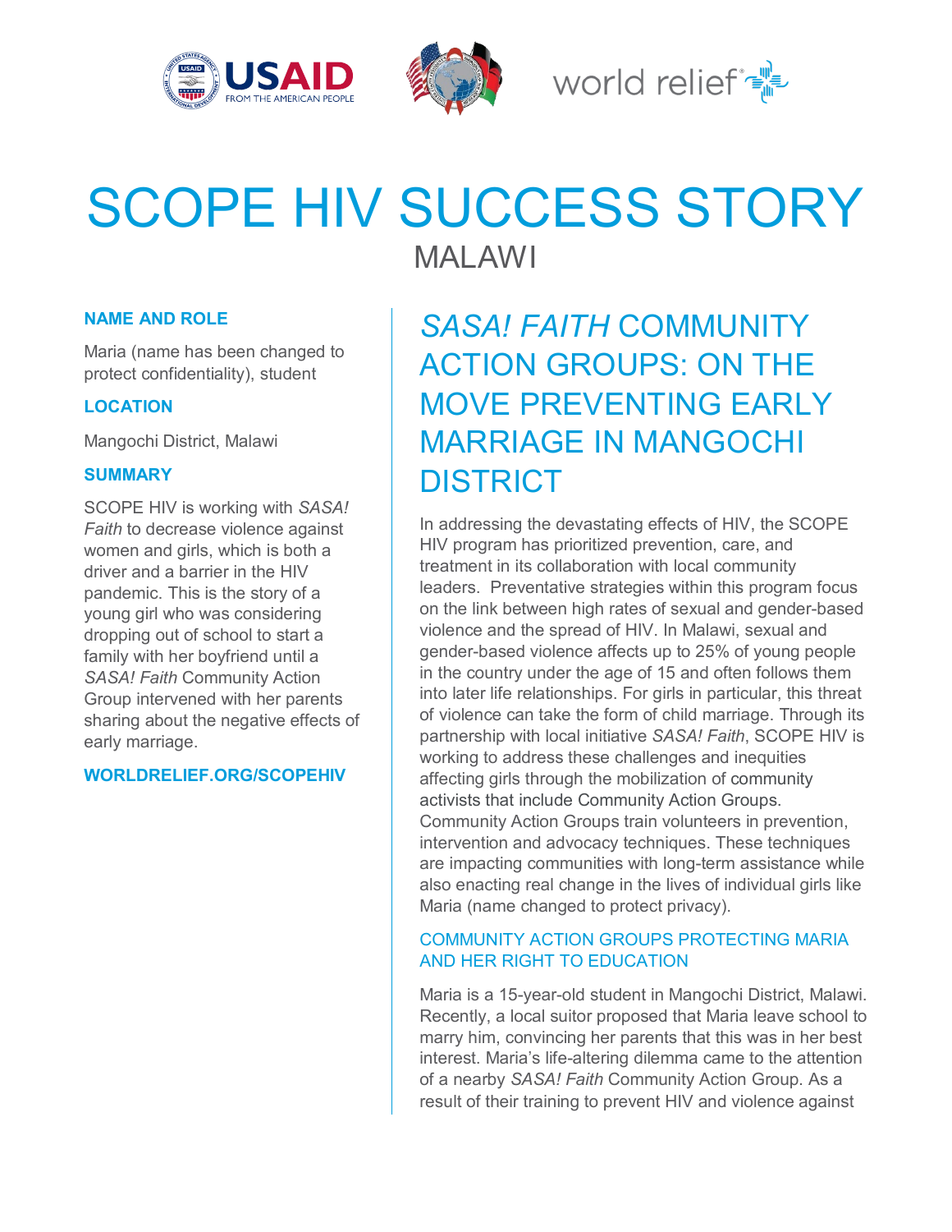# SCOPE HIV SUCCESS STORY

MALAWI

**NAME AND ROLE**

Maria (name has been changed to protect confidentiality), student

**LOCATION**

Mangochi District, Malawi

**SUMMARY**

SCOPE HIV is working with *SASA! Faith* to decrease violence against women and girls, which is both a driver and a barrier in the HIV pandemic. This is the story of a young girl who was considering dropping out of school to start a family with her boyfriend until a *SASA! Faith* Community Action Group intervened with her parents sharing about the negative effects of early marriage.

**WORLDRELIEF.ORG/SCOPEHIV**

## *SASA! FAITH* COMMUNITY ACTION GROUPS: ON THE MOVE PREVENTING EARLY MARRIAGE IN MANGOCHI DISTRICT

In addressing the devastating effects of HIV, the SCOPE HIV program has prioritized prevention, care, and treatment in its collaboration with local community leaders. Preventative strategies within this program focus on the link between high rates of sexual and gender-based violence and the spread of HIV. In Malawi, sexual and gender-based violence affects up to 25% of young people in the country under the age of 15 and often follows them into later life relationships. For girls in particular, this threat of violence can take the form of child marriage. Through its partnership with local initiative *SASA! Faith*, SCOPE HIV is working to address these challenges and inequities affecting girls through the mobilization of community activists that include Community Action Groups. Community Action Groups train volunteers in prevention, intervention and advocacy techniques. These techniques are impacting communities with long-term assistance while also enacting real change in the lives of individual girls like Maria (name changed to protect privacy).

### COMMUNITY ACTION GROUPS PROTECTING MARIA AND HER RIGHT TO EDUCATION

Maria is a 15-year-old student in Mangochi District, Malawi. Recently, a local suitor proposed that Maria leave school to marry him, convincing her parents that this was in her best interest. Maria's life-altering dilemma came to the attention of a nearby *SASA! Faith* Community Action Group. As a result of their training to prevent HIV and violence against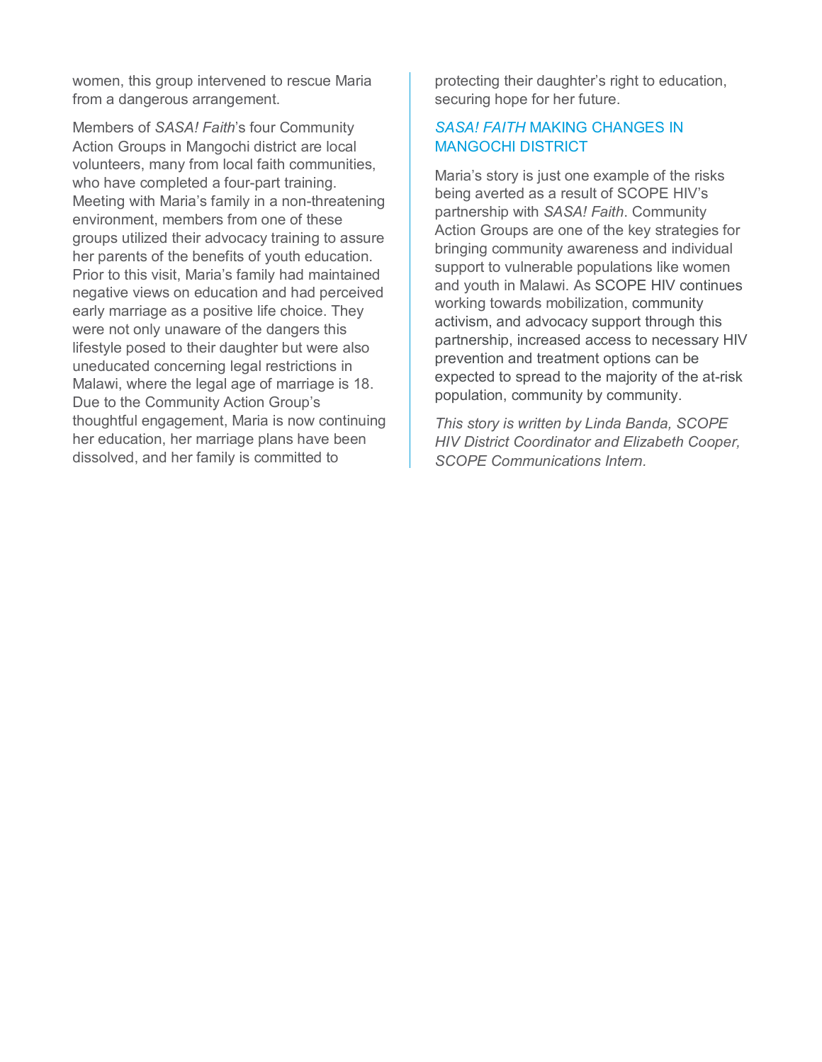women, this group intervened to rescue Maria from a dangerous arrangement.

Members of *SASA! Faith*'s four Community Action Groups in Mangochi district are local volunteers, many from local faith communities, who have completed a four-part training. Meeting with Maria's family in a non-threatening environment, members from one of these groups utilized their advocacy training to assure her parents of the benefits of youth education. Prior to this visit, Maria's family had maintained negative views on education and had perceived early marriage as a positive life choice. They were not only unaware of the dangers this lifestyle posed to their daughter but were also uneducated concerning legal restrictions in Malawi, where the legal age of marriage is 18. Due to the Community Action Group's thoughtful engagement, Maria is now continuing her education, her marriage plans have been dissolved, and her family is committed to protecting their daughter's right to education, securing hope for her future.

## *SASA! FAITH* MAKING CHANGES IN MANGOCHI DISTRICT

Maria's story is just one example of the risks being averted as a result of SCOPE HIV's partnership with *SASA! Faith*. Community Action Groups are one of the key strategies for bringing community awareness and individual support to vulnerable populations like women and youth in Malawi. As SCOPE HIV continues working towards mobilization, community activism, and advocacy support through this partnership, increased access to necessary HIV prevention and treatment options can be expected to spread to the majority of the at-risk population, community by community.

*This story is written by Linda Banda, SCOPE HIV District Coordinator and Elizabeth Cooper, SCOPE Communications Intern.*